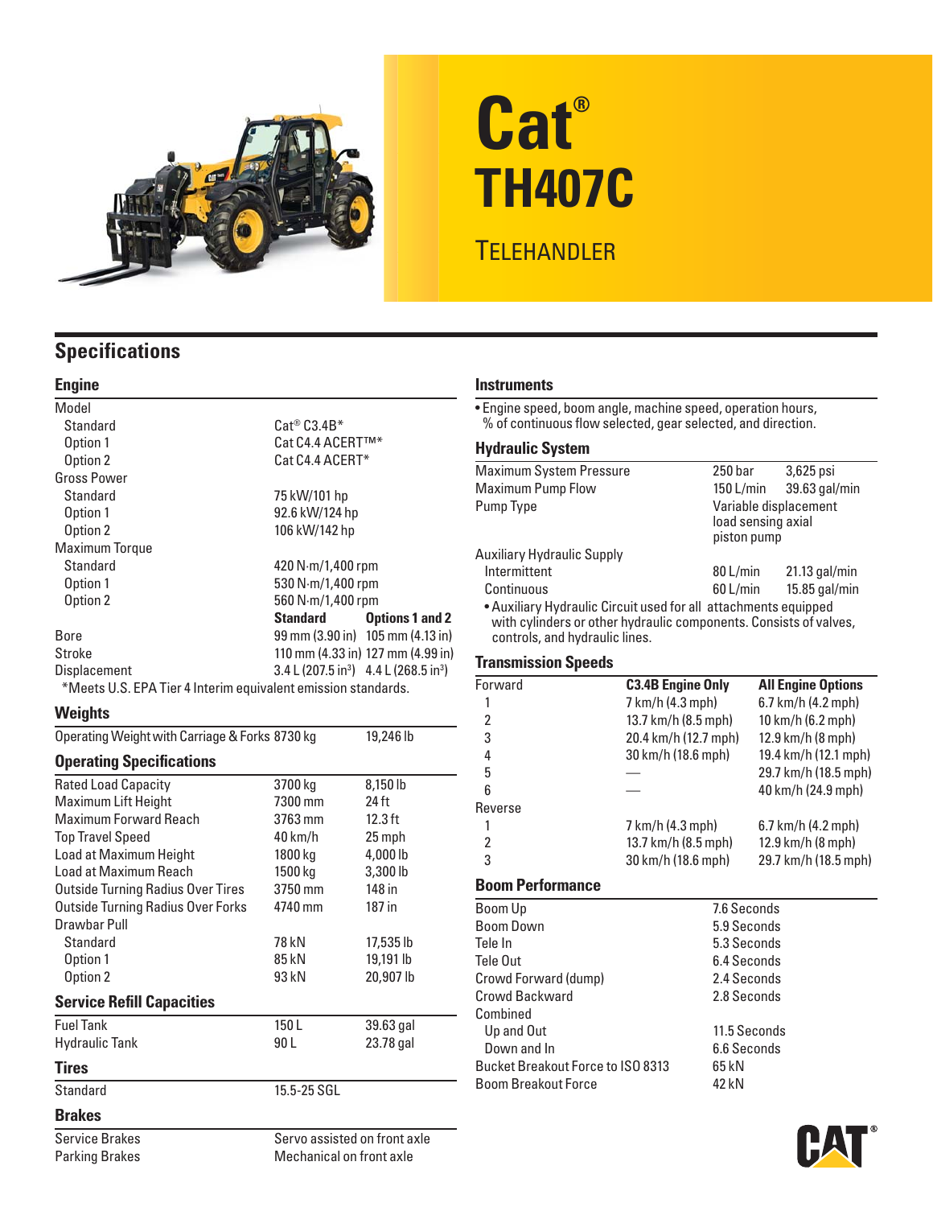# Cat® TH407C

## TELEHANDLER

## Specifications

### Engine

| | | |
|---|---|---|
| Model | | |
| Standard | Cat® C3.4B* | |
| Option 1 | Cat C4.4 ACERT™* | |
| Option 2 | Cat C4.4 ACERT* | |
| Gross Power | | |
| Standard | 75 kW/101 hp | |
| Option 1 | 92.6 kW/124 hp | |
| Option 2 | 106 kW/142 hp | |
| Maximum Torque | | |
| Standard | 420 N·m/1,400 rpm | |
| Option 1 | 530 N·m/1,400 rpm | |
| Option 2 | 560 N·m/1,400 rpm | |
| | **Standard** | **Options 1 and 2** |
| Bore | 99 mm (3.90 in) | 105 mm (4.13 in) |
| Stroke | 110 mm (4.33 in) | 127 mm (4.99 in) |
| Displacement | 3.4 L (207.5 in³) | 4.4 L (268.5 in³) |

*Meets U.S. EPA Tier 4 Interim equivalent emission standards.

### Weights

| | | |
|---|---|---|
| Operating Weight with Carriage & Forks | 8730 kg | 19,246 lb |

### Operating Specifications

| | | |
|---|---|---|
| Rated Load Capacity | 3700 kg | 8,150 lb |
| Maximum Lift Height | 7300 mm | 24 ft |
| Maximum Forward Reach | 3763 mm | 12.3 ft |
| Top Travel Speed | 40 km/h | 25 mph |
| Load at Maximum Height | 1800 kg | 4,000 lb |
| Load at Maximum Reach | 1500 kg | 3,300 lb |
| Outside Turning Radius Over Tires | 3750 mm | 148 in |
| Outside Turning Radius Over Forks | 4740 mm | 187 in |
| Drawbar Pull | | |
| Standard | 78 kN | 17,535 lb |
| Option 1 | 85 kN | 19,191 lb |
| Option 2 | 93 kN | 20,907 lb |

### Service Refill Capacities

| | | |
|---|---|---|
| Fuel Tank | 150 L | 39.63 gal |
| Hydraulic Tank | 90 L | 23.78 gal |

### Tires

| | |
|---|---|
| Standard | 15.5-25 SGL |

### Brakes

| | |
|---|---|
| Service Brakes | Servo assisted on front axle |
| Parking Brakes | Mechanical on front axle |

### Instruments

- Engine speed, boom angle, machine speed, operation hours, % of continuous flow selected, gear selected, and direction.

### Hydraulic System

| | | |
|---|---|---|
| Maximum System Pressure | 250 bar | 3,625 psi |
| Maximum Pump Flow | 150 L/min | 39.63 gal/min |
| Pump Type | Variable displacement load sensing axial piston pump | |
| Auxiliary Hydraulic Supply | | |
| Intermittent | 80 L/min | 21.13 gal/min |
| Continuous | 60 L/min | 15.85 gal/min |

- Auxiliary Hydraulic Circuit used for all attachments equipped with cylinders or other hydraulic components. Consists of valves, controls, and hydraulic lines.

### Transmission Speeds

| | C3.4B Engine Only | All Engine Options |
|---|---|---|
| Forward | | |
| 1 | 7 km/h (4.3 mph) | 6.7 km/h (4.2 mph) |
| 2 | 13.7 km/h (8.5 mph) | 10 km/h (6.2 mph) |
| 3 | 20.4 km/h (12.7 mph) | 12.9 km/h (8 mph) |
| 4 | 30 km/h (18.6 mph) | 19.4 km/h (12.1 mph) |
| 5 | — | 29.7 km/h (18.5 mph) |
| 6 | — | 40 km/h (24.9 mph) |
| Reverse | | |
| 1 | 7 km/h (4.3 mph) | 6.7 km/h (4.2 mph) |
| 2 | 13.7 km/h (8.5 mph) | 12.9 km/h (8 mph) |
| 3 | 30 km/h (18.6 mph) | 29.7 km/h (18.5 mph) |

### Boom Performance

| | |
|---|---|
| Boom Up | 7.6 Seconds |
| Boom Down | 5.9 Seconds |
| Tele In | 5.3 Seconds |
| Tele Out | 6.4 Seconds |
| Crowd Forward (dump) | 2.4 Seconds |
| Crowd Backward | 2.8 Seconds |
| Combined | |
| Up and Out | 11.5 Seconds |
| Down and In | 6.6 Seconds |
| Bucket Breakout Force to ISO 8313 | 65 kN |
| Boom Breakout Force | 42 kN |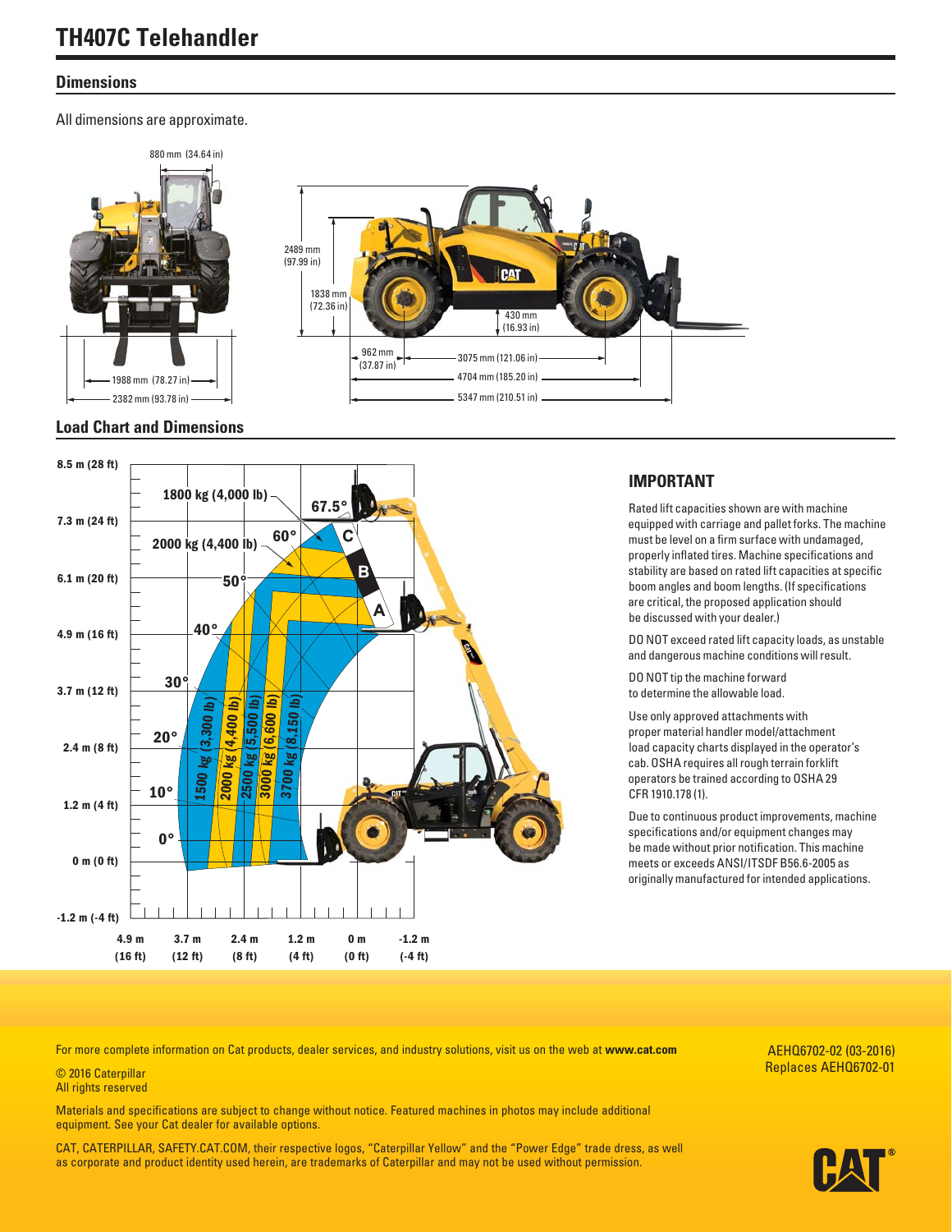# TH407C Telehandler

## Dimensions

All dimensions are approximate.

880 mm (34.64 in)

1988 mm (78.27 in)

2382 mm (93.78 in)

2489 mm (97.99 in)

1838 mm (72.36 in)

430 mm (16.93 in)

962 mm (37.87 in)

3075 mm (121.06 in)

4704 mm (185.20 in)

5347 mm (210.51 in)

## Load Chart and Dimensions

8.5 m (28 ft)

7.3 m (24 ft)

6.1 m (20 ft)

4.9 m (16 ft)

3.7 m (12 ft)

2.4 m (8 ft)

1.2 m (4 ft)

0 m (0 ft)

-1.2 m (-4 ft)

4.9 m (16 ft)

3.7 m (12 ft)

2.4 m (8 ft)

1.2 m (4 ft)

0 m (0 ft)

-1.2 m (-4 ft)

1800 kg (4,000 lb)

2000 kg (4,400 lb)

67.5°

60°

50°

40°

30°

20°

10°

0°

C

B

A

1500 kg (3,300 lb)

2000 kg (4,400 lb)

2500 kg (5,500 lb)

3000 kg (6,600 lb)

3700 kg (8,150 lb)

### IMPORTANT

Rated lift capacities shown are with machine equipped with carriage and pallet forks. The machine must be level on a firm surface with undamaged, properly inflated tires. Machine specifications and stability are based on rated lift capacities at specific boom angles and boom lengths. (If specifications are critical, the proposed application should be discussed with your dealer.)

DO NOT exceed rated lift capacity loads, as unstable and dangerous machine conditions will result.

DO NOT tip the machine forward to determine the allowable load.

Use only approved attachments with proper material handler model/attachment load capacity charts displayed in the operator's cab. OSHA requires all rough terrain forklift operators be trained according to OSHA 29 CFR 1910.178 (1).

Due to continuous product improvements, machine specifications and/or equipment changes may be made without prior notification. This machine meets or exceeds ANSI/ITSDF B56.6-2005 as originally manufactured for intended applications.

For more complete information on Cat products, dealer services, and industry solutions, visit us on the web at **www.cat.com**

© 2016 Caterpillar
All rights reserved

AEHQ6702-02 (03-2016)
Replaces AEHQ6702-01

Materials and specifications are subject to change without notice. Featured machines in photos may include additional equipment. See your Cat dealer for available options.

CAT, CATERPILLAR, SAFETY.CAT.COM, their respective logos, "Caterpillar Yellow" and the "Power Edge" trade dress, as well as corporate and product identity used herein, are trademarks of Caterpillar and may not be used without permission.